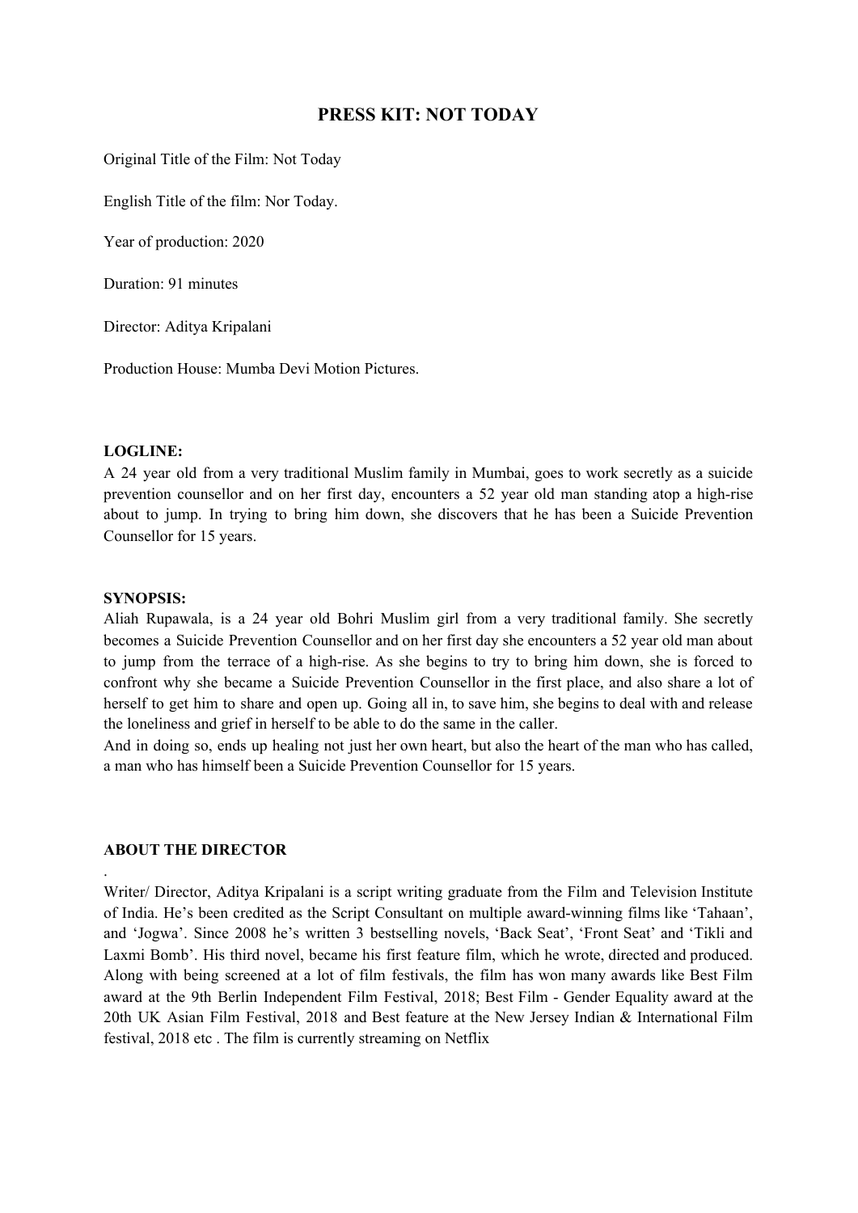# PRESS KIT: NOT TODAY

Original Title of the Film: Not Today

English Title of the film: Nor Today.

Year of production: 2020

Duration: 91 minutes

Director: Aditya Kripalani

Production House: Mumba Devi Motion Pictures.

**LOGLINE:**

A 24 year old from a very traditional Muslim family in Mumbai, goes to work secretly as a suicide prevention counsellor and on her first day, encounters a 52 year old man standing atop a high-rise about to jump. In trying to bring him down, she discovers that he has been a Suicide Prevention Counsellor for 15 years.

**SYNOPSIS:**

Aliah Rupawala, is a 24 year old Bohri Muslim girl from a very traditional family. She secretly becomes a Suicide Prevention Counsellor and on her first day she encounters a 52 year old man about to jump from the terrace of a high-rise. As she begins to try to bring him down, she is forced to confront why she became a Suicide Prevention Counsellor in the first place, and also share a lot of herself to get him to share and open up. Going all in, to save him, she begins to deal with and release the loneliness and grief in herself to be able to do the same in the caller.

And in doing so, ends up healing not just her own heart, but also the heart of the man who has called, a man who has himself been a Suicide Prevention Counsellor for 15 years.

**ABOUT THE DIRECTOR**

.

Writer/ Director, Aditya Kripalani is a script writing graduate from the Film and Television Institute of India. He's been credited as the Script Consultant on multiple award-winning films like 'Tahaan', and 'Jogwa'. Since 2008 he's written 3 bestselling novels, 'Back Seat', 'Front Seat' and 'Tikli and Laxmi Bomb'. His third novel, became his first feature film, which he wrote, directed and produced. Along with being screened at a lot of film festivals, the film has won many awards like Best Film award at the 9th Berlin Independent Film Festival, 2018; Best Film - Gender Equality award at the 20th UK Asian Film Festival, 2018 and Best feature at the New Jersey Indian & International Film festival, 2018 etc . The film is currently streaming on Netflix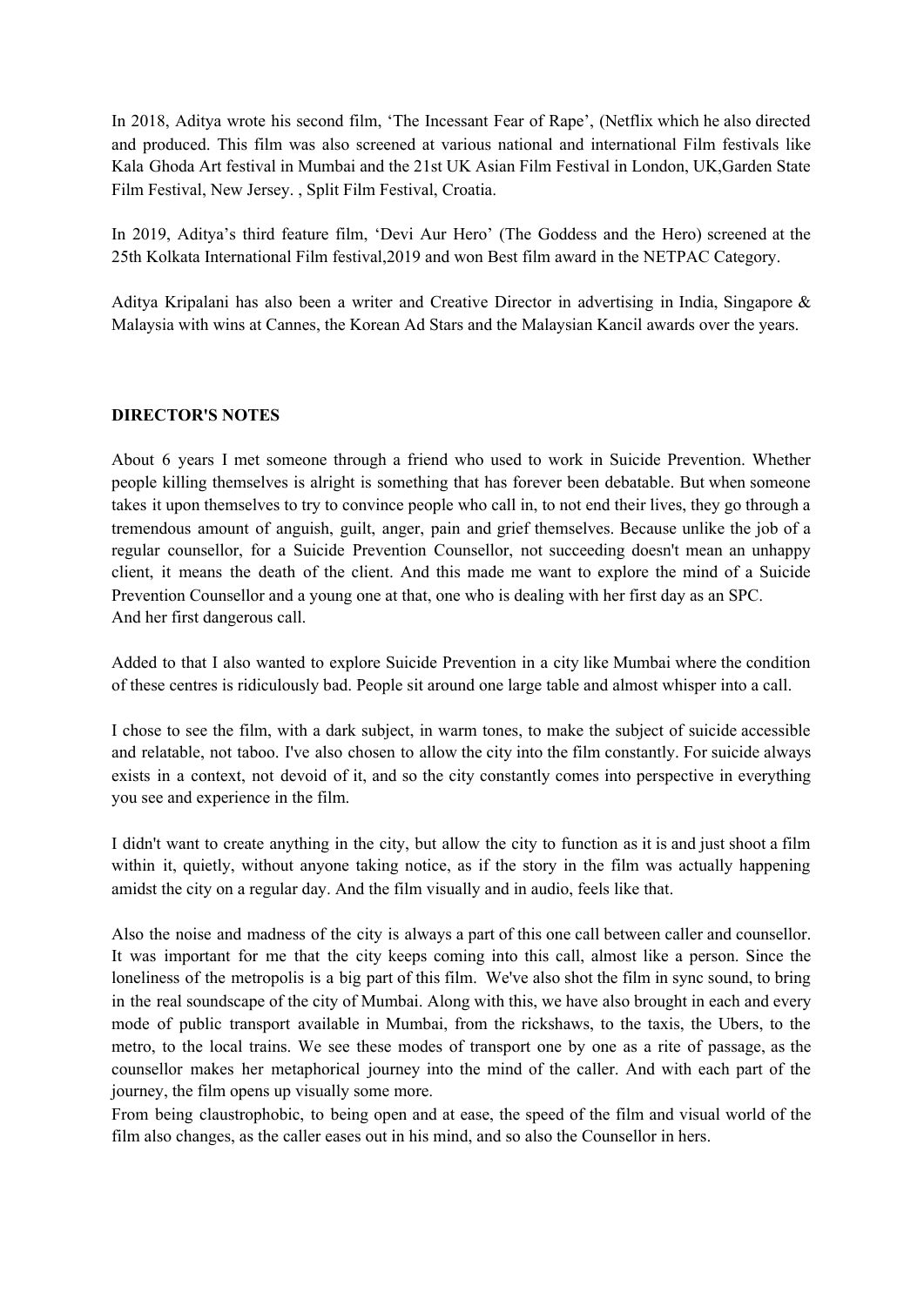In 2018, Aditya wrote his second film, 'The Incessant Fear of Rape', (Netflix which he also directed and produced. This film was also screened at various national and international Film festivals like Kala Ghoda Art festival in Mumbai and the 21st UK Asian Film Festival in London, UK,Garden State Film Festival, New Jersey. , Split Film Festival, Croatia.

In 2019, Aditya's third feature film, 'Devi Aur Hero' (The Goddess and the Hero) screened at the 25th Kolkata International Film festival,2019 and won Best film award in the NETPAC Category.

Aditya Kripalani has also been a writer and Creative Director in advertising in India, Singapore & Malaysia with wins at Cannes, the Korean Ad Stars and the Malaysian Kancil awards over the years.

**DIRECTOR'S NOTES**

About 6 years I met someone through a friend who used to work in Suicide Prevention. Whether people killing themselves is alright is something that has forever been debatable. But when someone takes it upon themselves to try to convince people who call in, to not end their lives, they go through a tremendous amount of anguish, guilt, anger, pain and grief themselves. Because unlike the job of a regular counsellor, for a Suicide Prevention Counsellor, not succeeding doesn't mean an unhappy client, it means the death of the client. And this made me want to explore the mind of a Suicide Prevention Counsellor and a young one at that, one who is dealing with her first day as an SPC.
And her first dangerous call.

Added to that I also wanted to explore Suicide Prevention in a city like Mumbai where the condition of these centres is ridiculously bad. People sit around one large table and almost whisper into a call.

I chose to see the film, with a dark subject, in warm tones, to make the subject of suicide accessible and relatable, not taboo. I've also chosen to allow the city into the film constantly. For suicide always exists in a context, not devoid of it, and so the city constantly comes into perspective in everything you see and experience in the film.

I didn't want to create anything in the city, but allow the city to function as it is and just shoot a film within it, quietly, without anyone taking notice, as if the story in the film was actually happening amidst the city on a regular day. And the film visually and in audio, feels like that.

Also the noise and madness of the city is always a part of this one call between caller and counsellor. It was important for me that the city keeps coming into this call, almost like a person. Since the loneliness of the metropolis is a big part of this film. We've also shot the film in sync sound, to bring in the real soundscape of the city of Mumbai. Along with this, we have also brought in each and every mode of public transport available in Mumbai, from the rickshaws, to the taxis, the Ubers, to the metro, to the local trains. We see these modes of transport one by one as a rite of passage, as the counsellor makes her metaphorical journey into the mind of the caller. And with each part of the journey, the film opens up visually some more.
From being claustrophobic, to being open and at ease, the speed of the film and visual world of the film also changes, as the caller eases out in his mind, and so also the Counsellor in hers.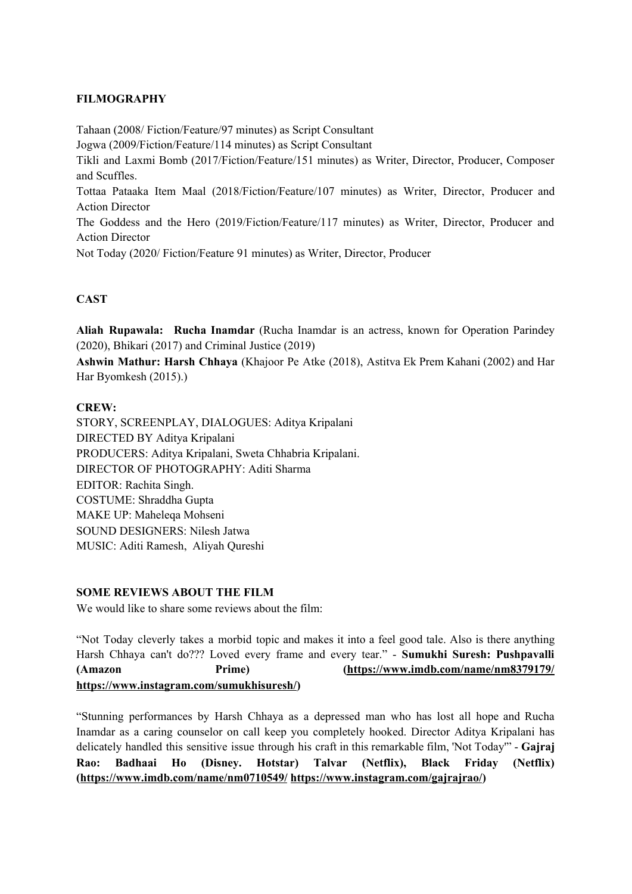**FILMOGRAPHY**

Tahaan (2008/ Fiction/Feature/97 minutes) as Script Consultant
Jogwa (2009/Fiction/Feature/114 minutes) as Script Consultant
Tikli and Laxmi Bomb (2017/Fiction/Feature/151 minutes) as Writer, Director, Producer, Composer and Scuffles.
Tottaa Pataaka Item Maal (2018/Fiction/Feature/107 minutes) as Writer, Director, Producer and Action Director
The Goddess and the Hero (2019/Fiction/Feature/117 minutes) as Writer, Director, Producer and Action Director
Not Today (2020/ Fiction/Feature 91 minutes) as Writer, Director, Producer

**CAST**

**Aliah Rupawala: Rucha Inamdar** (Rucha Inamdar is an actress, known for Operation Parindey (2020), Bhikari (2017) and Criminal Justice (2019)
**Ashwin Mathur: Harsh Chhaya** (Khajoor Pe Atke (2018), Astitva Ek Prem Kahani (2002) and Har Har Byomkesh (2015).)

**CREW:**
STORY, SCREENPLAY, DIALOGUES: Aditya Kripalani
DIRECTED BY Aditya Kripalani
PRODUCERS: Aditya Kripalani, Sweta Chhabria Kripalani.
DIRECTOR OF PHOTOGRAPHY: Aditi Sharma
EDITOR: Rachita Singh.
COSTUME: Shraddha Gupta
MAKE UP: Maheleqa Mohseni
SOUND DESIGNERS: Nilesh Jatwa
MUSIC: Aditi Ramesh, Aliyah Qureshi

**SOME REVIEWS ABOUT THE FILM**
We would like to share some reviews about the film:

"Not Today cleverly takes a morbid topic and makes it into a feel good tale. Also is there anything Harsh Chhaya can't do??? Loved every frame and every tear." - **Sumukhi Suresh: Pushpavalli (Amazon Prime) (https://www.imdb.com/name/nm8379179/ https://www.instagram.com/sumukhisuresh/)**

"Stunning performances by Harsh Chhaya as a depressed man who has lost all hope and Rucha Inamdar as a caring counselor on call keep you completely hooked. Director Aditya Kripalani has delicately handled this sensitive issue through his craft in this remarkable film, 'Not Today'" - **Gajraj Rao: Badhaai Ho (Disney. Hotstar) Talvar (Netflix), Black Friday (Netflix) (https://www.imdb.com/name/nm0710549/ https://www.instagram.com/gajrajrao/)**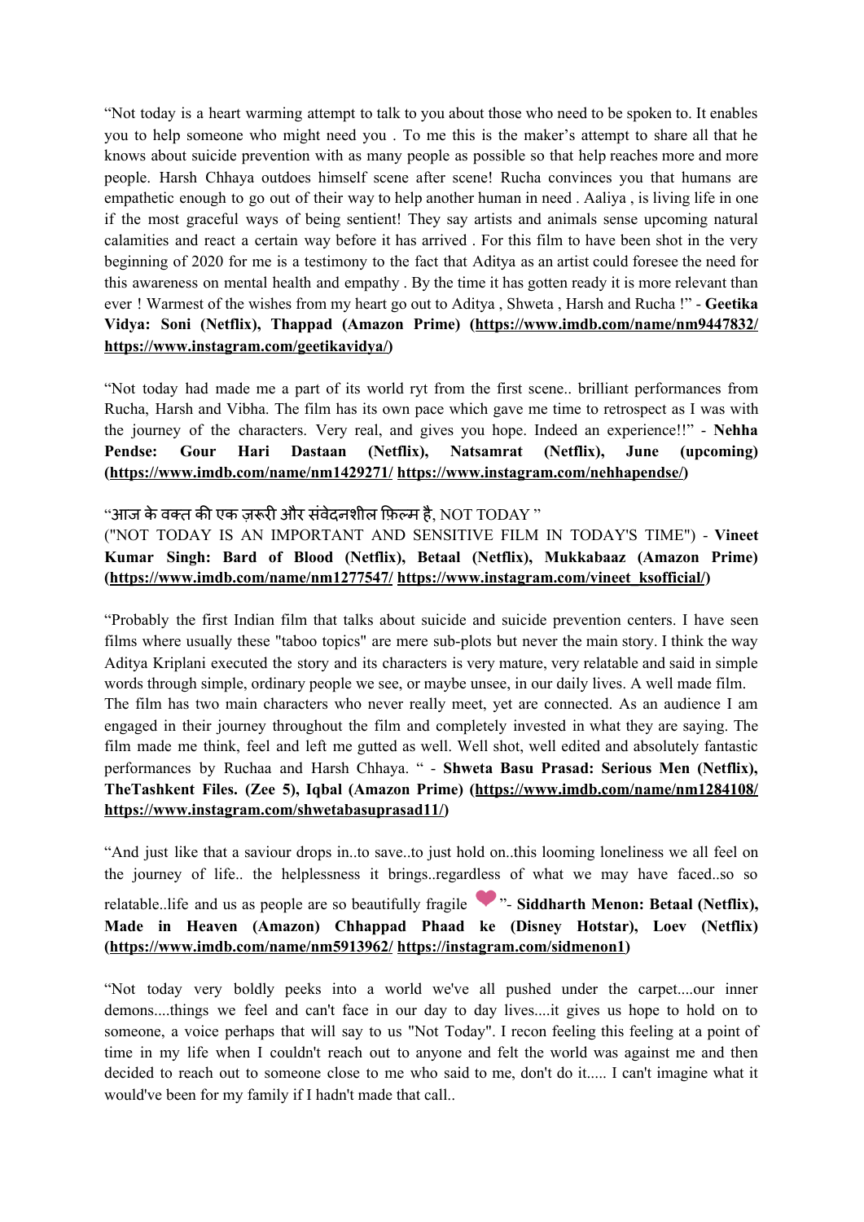"Not today is a heart warming attempt to talk to you about those who need to be spoken to. It enables you to help someone who might need you . To me this is the maker's attempt to share all that he knows about suicide prevention with as many people as possible so that help reaches more and more people. Harsh Chhaya outdoes himself scene after scene! Rucha convinces you that humans are empathetic enough to go out of their way to help another human in need . Aaliya , is living life in one if the most graceful ways of being sentient! They say artists and animals sense upcoming natural calamities and react a certain way before it has arrived . For this film to have been shot in the very beginning of 2020 for me is a testimony to the fact that Aditya as an artist could foresee the need for this awareness on mental health and empathy . By the time it has gotten ready it is more relevant than ever ! Warmest of the wishes from my heart go out to Aditya , Shweta , Harsh and Rucha !" - **Geetika Vidya: Soni (Netflix), Thappad (Amazon Prime) (https://www.imdb.com/name/nm9447832/ https://www.instagram.com/geetikavidya/)**

"Not today had made me a part of its world ryt from the first scene.. brilliant performances from Rucha, Harsh and Vibha. The film has its own pace which gave me time to retrospect as I was with the journey of the characters. Very real, and gives you hope. Indeed an experience!!" - **Nehha Pendse: Gour Hari Dastaan (Netflix), Natsamrat (Netflix), June (upcoming) (https://www.imdb.com/name/nm1429271/ https://www.instagram.com/nehhapendse/)**

"आज के वक्त की एक ज़रूरी और संवेदनशील फ़िल्म है, NOT TODAY "
("NOT TODAY IS AN IMPORTANT AND SENSITIVE FILM IN TODAY'S TIME") - **Vineet Kumar Singh: Bard of Blood (Netflix), Betaal (Netflix), Mukkabaaz (Amazon Prime) (https://www.imdb.com/name/nm1277547/ https://www.instagram.com/vineet_ksofficial/)**

"Probably the first Indian film that talks about suicide and suicide prevention centers. I have seen films where usually these "taboo topics" are mere sub-plots but never the main story. I think the way Aditya Kriplani executed the story and its characters is very mature, very relatable and said in simple words through simple, ordinary people we see, or maybe unsee, in our daily lives. A well made film.
The film has two main characters who never really meet, yet are connected. As an audience I am engaged in their journey throughout the film and completely invested in what they are saying. The film made me think, feel and left me gutted as well. Well shot, well edited and absolutely fantastic performances by Ruchaa and Harsh Chhaya. " - **Shweta Basu Prasad: Serious Men (Netflix), TheTashkent Files. (Zee 5), Iqbal (Amazon Prime) (https://www.imdb.com/name/nm1284108/ https://www.instagram.com/shwetabasuprasad11/)**

"And just like that a saviour drops in..to save..to just hold on..this looming loneliness we all feel on the journey of life.. the helplessness it brings..regardless of what we may have faced..so so relatable..life and us as people are so beautifully fragile ❤"- **Siddharth Menon: Betaal (Netflix), Made in Heaven (Amazon) Chhappad Phaad ke (Disney Hotstar), Loev (Netflix) (https://www.imdb.com/name/nm5913962/ https://instagram.com/sidmenon1)**

"Not today very boldly peeks into a world we've all pushed under the carpet....our inner demons....things we feel and can't face in our day to day lives....it gives us hope to hold on to someone, a voice perhaps that will say to us "Not Today". I recon feeling this feeling at a point of time in my life when I couldn't reach out to anyone and felt the world was against me and then decided to reach out to someone close to me who said to me, don't do it..... I can't imagine what it would've been for my family if I hadn't made that call..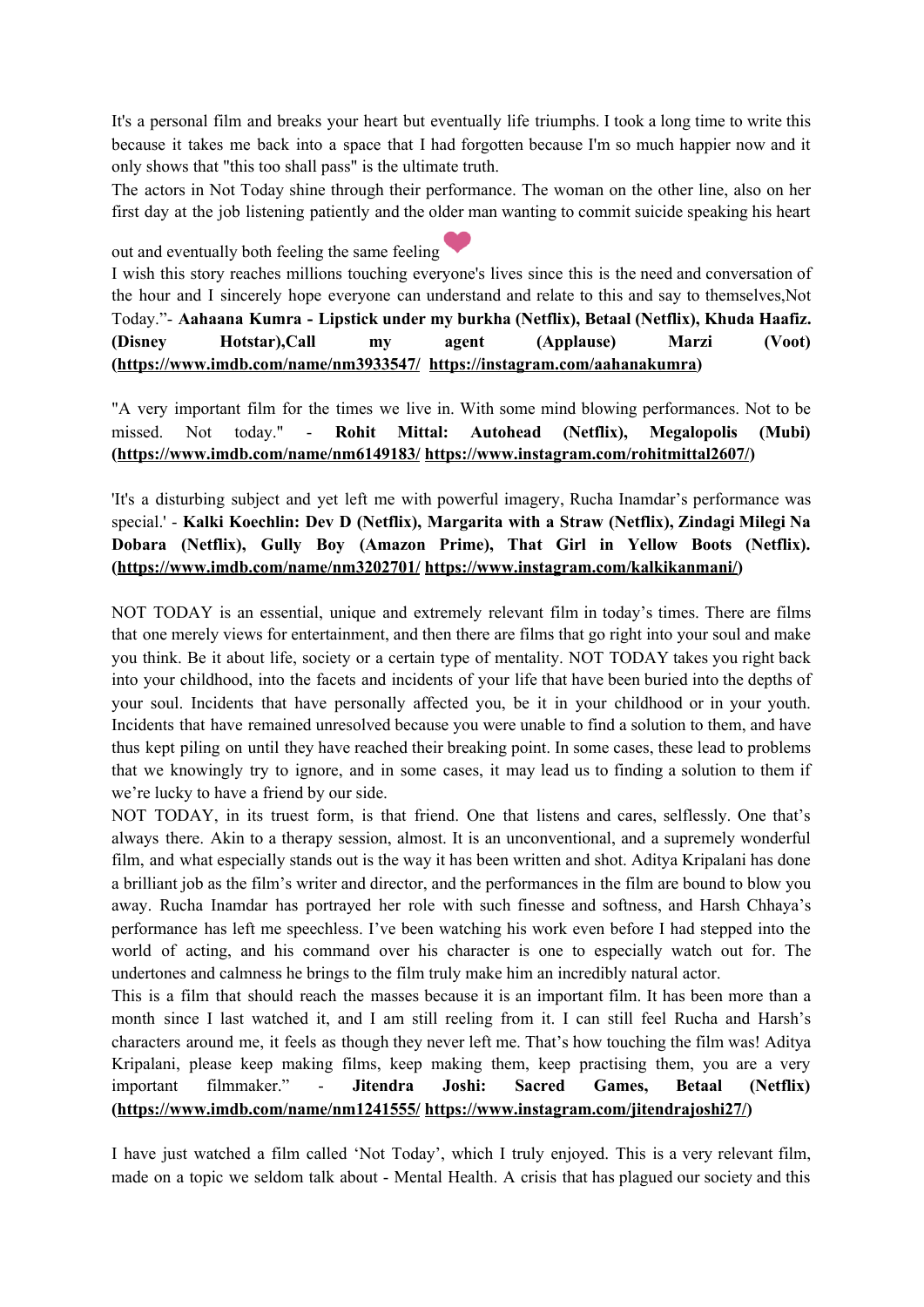It's a personal film and breaks your heart but eventually life triumphs. I took a long time to write this because it takes me back into a space that I had forgotten because I'm so much happier now and it only shows that "this too shall pass" is the ultimate truth.
The actors in Not Today shine through their performance. The woman on the other line, also on her first day at the job listening patiently and the older man wanting to commit suicide speaking his heart out and eventually both feeling the same feeling ❤
I wish this story reaches millions touching everyone's lives since this is the need and conversation of the hour and I sincerely hope everyone can understand and relate to this and say to themselves,Not Today."- **Aahaana Kumra - Lipstick under my burkha (Netflix), Betaal (Netflix), Khuda Haafiz. (Disney Hotstar),Call my agent (Applause) Marzi (Voot) (https://www.imdb.com/name/nm3933547/ https://instagram.com/aahanakumra)**

"A very important film for the times we live in. With some mind blowing performances. Not to be missed. Not today." - **Rohit Mittal: Autohead (Netflix), Megalopolis (Mubi) (https://www.imdb.com/name/nm6149183/ https://www.instagram.com/rohitmittal2607/)**

'It's a disturbing subject and yet left me with powerful imagery, Rucha Inamdar's performance was special.' - **Kalki Koechlin: Dev D (Netflix), Margarita with a Straw (Netflix), Zindagi Milegi Na Dobara (Netflix), Gully Boy (Amazon Prime), That Girl in Yellow Boots (Netflix). (https://www.imdb.com/name/nm3202701/ https://www.instagram.com/kalkikanmani/)**

NOT TODAY is an essential, unique and extremely relevant film in today's times. There are films that one merely views for entertainment, and then there are films that go right into your soul and make you think. Be it about life, society or a certain type of mentality. NOT TODAY takes you right back into your childhood, into the facets and incidents of your life that have been buried into the depths of your soul. Incidents that have personally affected you, be it in your childhood or in your youth. Incidents that have remained unresolved because you were unable to find a solution to them, and have thus kept piling on until they have reached their breaking point. In some cases, these lead to problems that we knowingly try to ignore, and in some cases, it may lead us to finding a solution to them if we're lucky to have a friend by our side.
NOT TODAY, in its truest form, is that friend. One that listens and cares, selflessly. One that's always there. Akin to a therapy session, almost. It is an unconventional, and a supremely wonderful film, and what especially stands out is the way it has been written and shot. Aditya Kripalani has done a brilliant job as the film's writer and director, and the performances in the film are bound to blow you away. Rucha Inamdar has portrayed her role with such finesse and softness, and Harsh Chhaya's performance has left me speechless. I've been watching his work even before I had stepped into the world of acting, and his command over his character is one to especially watch out for. The undertones and calmness he brings to the film truly make him an incredibly natural actor.
This is a film that should reach the masses because it is an important film. It has been more than a month since I last watched it, and I am still reeling from it. I can still feel Rucha and Harsh's characters around me, it feels as though they never left me. That's how touching the film was! Aditya Kripalani, please keep making films, keep making them, keep practising them, you are a very important filmmaker." - **Jitendra Joshi: Sacred Games, Betaal (Netflix) (https://www.imdb.com/name/nm1241555/ https://www.instagram.com/jitendrajoshi27/)**

I have just watched a film called 'Not Today', which I truly enjoyed. This is a very relevant film, made on a topic we seldom talk about - Mental Health. A crisis that has plagued our society and this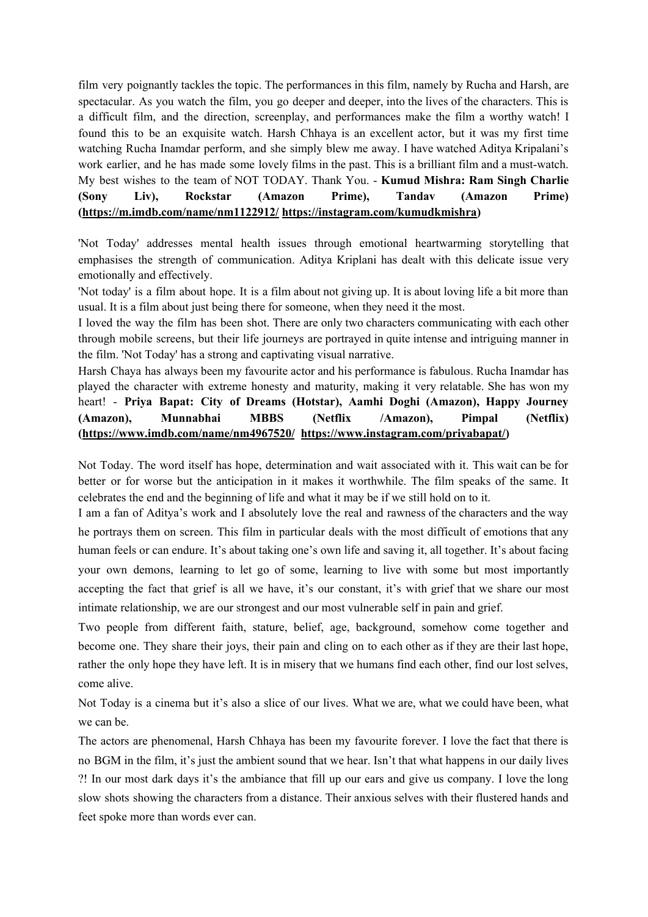film very poignantly tackles the topic. The performances in this film, namely by Rucha and Harsh, are spectacular. As you watch the film, you go deeper and deeper, into the lives of the characters. This is a difficult film, and the direction, screenplay, and performances make the film a worthy watch! I found this to be an exquisite watch. Harsh Chhaya is an excellent actor, but it was my first time watching Rucha Inamdar perform, and she simply blew me away. I have watched Aditya Kripalani's work earlier, and he has made some lovely films in the past. This is a brilliant film and a must-watch. My best wishes to the team of NOT TODAY. Thank You. - **Kumud Mishra: Ram Singh Charlie (Sony Liv), Rockstar (Amazon Prime), Tandav (Amazon Prime) (https://m.imdb.com/name/nm1122912/ https://instagram.com/kumudkmishra)**

'Not Today' addresses mental health issues through emotional heartwarming storytelling that emphasises the strength of communication. Aditya Kriplani has dealt with this delicate issue very emotionally and effectively.

'Not today' is a film about hope. It is a film about not giving up. It is about loving life a bit more than usual. It is a film about just being there for someone, when they need it the most.

I loved the way the film has been shot. There are only two characters communicating with each other through mobile screens, but their life journeys are portrayed in quite intense and intriguing manner in the film. 'Not Today' has a strong and captivating visual narrative.

Harsh Chaya has always been my favourite actor and his performance is fabulous. Rucha Inamdar has played the character with extreme honesty and maturity, making it very relatable. She has won my heart! - **Priya Bapat: City of Dreams (Hotstar), Aamhi Doghi (Amazon), Happy Journey (Amazon), Munnabhai MBBS (Netflix /Amazon), Pimpal (Netflix) (https://www.imdb.com/name/nm4967520/ https://www.instagram.com/priyabapat/)**

Not Today. The word itself has hope, determination and wait associated with it. This wait can be for better or for worse but the anticipation in it makes it worthwhile. The film speaks of the same. It celebrates the end and the beginning of life and what it may be if we still hold on to it.

I am a fan of Aditya's work and I absolutely love the real and rawness of the characters and the way he portrays them on screen. This film in particular deals with the most difficult of emotions that any human feels or can endure. It's about taking one's own life and saving it, all together. It's about facing your own demons, learning to let go of some, learning to live with some but most importantly accepting the fact that grief is all we have, it's our constant, it's with grief that we share our most intimate relationship, we are our strongest and our most vulnerable self in pain and grief.

Two people from different faith, stature, belief, age, background, somehow come together and become one. They share their joys, their pain and cling on to each other as if they are their last hope, rather the only hope they have left. It is in misery that we humans find each other, find our lost selves, come alive.

Not Today is a cinema but it's also a slice of our lives. What we are, what we could have been, what we can be.

The actors are phenomenal, Harsh Chhaya has been my favourite forever. I love the fact that there is no BGM in the film, it's just the ambient sound that we hear. Isn't that what happens in our daily lives ?! In our most dark days it's the ambiance that fill up our ears and give us company. I love the long slow shots showing the characters from a distance. Their anxious selves with their flustered hands and feet spoke more than words ever can.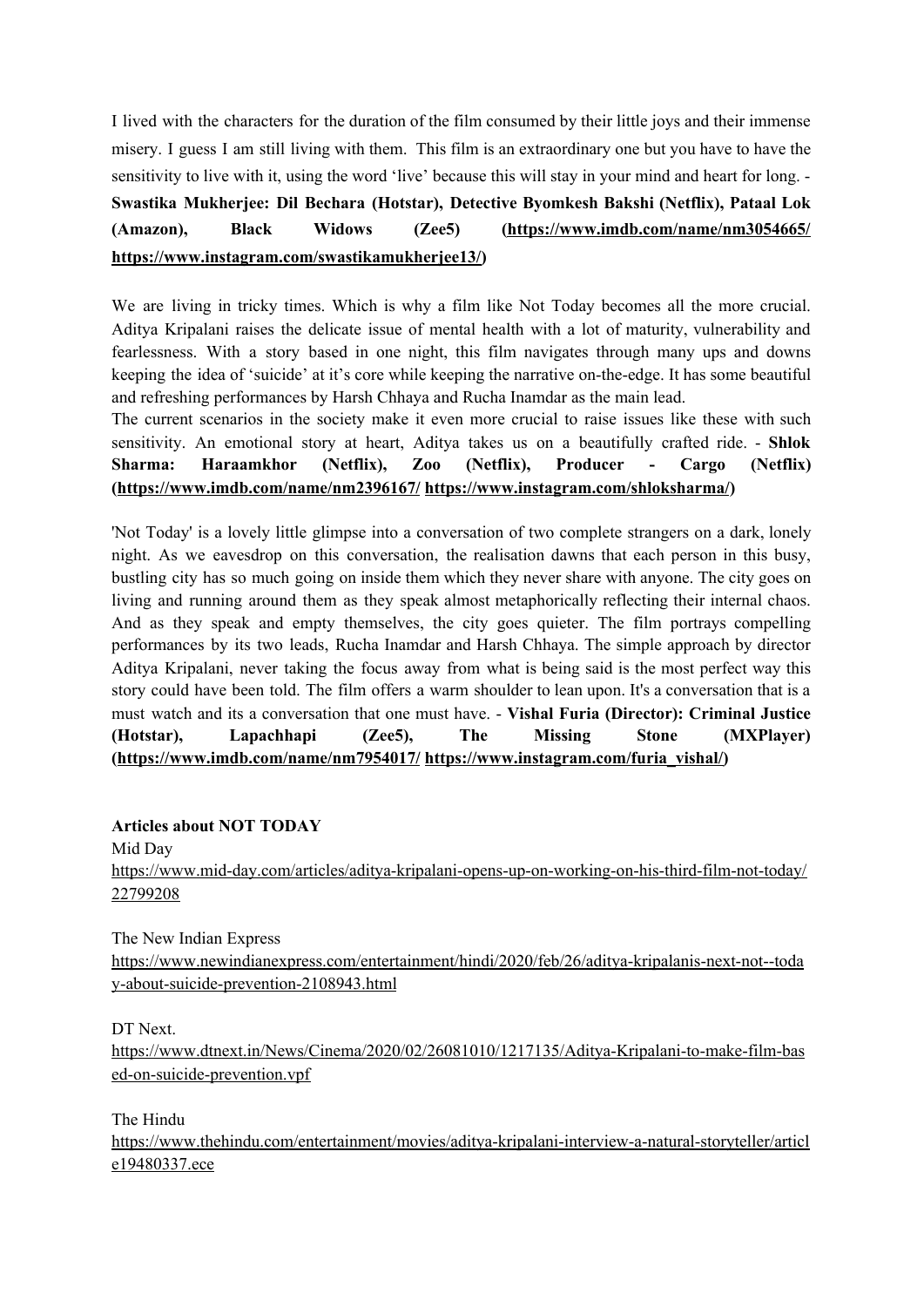I lived with the characters for the duration of the film consumed by their little joys and their immense misery. I guess I am still living with them. This film is an extraordinary one but you have to have the sensitivity to live with it, using the word 'live' because this will stay in your mind and heart for long. - **Swastika Mukherjee: Dil Bechara (Hotstar), Detective Byomkesh Bakshi (Netflix), Pataal Lok (Amazon), Black Widows (Zee5) (https://www.imdb.com/name/nm3054665/ https://www.instagram.com/swastikamukherjee13/)**

We are living in tricky times. Which is why a film like Not Today becomes all the more crucial. Aditya Kripalani raises the delicate issue of mental health with a lot of maturity, vulnerability and fearlessness. With a story based in one night, this film navigates through many ups and downs keeping the idea of 'suicide' at it's core while keeping the narrative on-the-edge. It has some beautiful and refreshing performances by Harsh Chhaya and Rucha Inamdar as the main lead.
The current scenarios in the society make it even more crucial to raise issues like these with such sensitivity. An emotional story at heart, Aditya takes us on a beautifully crafted ride. - **Shlok Sharma: Haraamkhor (Netflix), Zoo (Netflix), Producer - Cargo (Netflix) (https://www.imdb.com/name/nm2396167/ https://www.instagram.com/shloksharma/)**

'Not Today' is a lovely little glimpse into a conversation of two complete strangers on a dark, lonely night. As we eavesdrop on this conversation, the realisation dawns that each person in this busy, bustling city has so much going on inside them which they never share with anyone. The city goes on living and running around them as they speak almost metaphorically reflecting their internal chaos. And as they speak and empty themselves, the city goes quieter. The film portrays compelling performances by its two leads, Rucha Inamdar and Harsh Chhaya. The simple approach by director Aditya Kripalani, never taking the focus away from what is being said is the most perfect way this story could have been told. The film offers a warm shoulder to lean upon. It's a conversation that is a must watch and its a conversation that one must have. - **Vishal Furia (Director): Criminal Justice (Hotstar), Lapachhapi (Zee5), The Missing Stone (MXPlayer) (https://www.imdb.com/name/nm7954017/ https://www.instagram.com/furia_vishal/)**

**Articles about NOT TODAY**

Mid Day
https://www.mid-day.com/articles/aditya-kripalani-opens-up-on-working-on-his-third-film-not-today/22799208

The New Indian Express
https://www.newindianexpress.com/entertainment/hindi/2020/feb/26/aditya-kripalanis-next-not--today-about-suicide-prevention-2108943.html

DT Next.
https://www.dtnext.in/News/Cinema/2020/02/26081010/1217135/Aditya-Kripalani-to-make-film-based-on-suicide-prevention.vpf

The Hindu
https://www.thehindu.com/entertainment/movies/aditya-kripalani-interview-a-natural-storyteller/article19480337.ece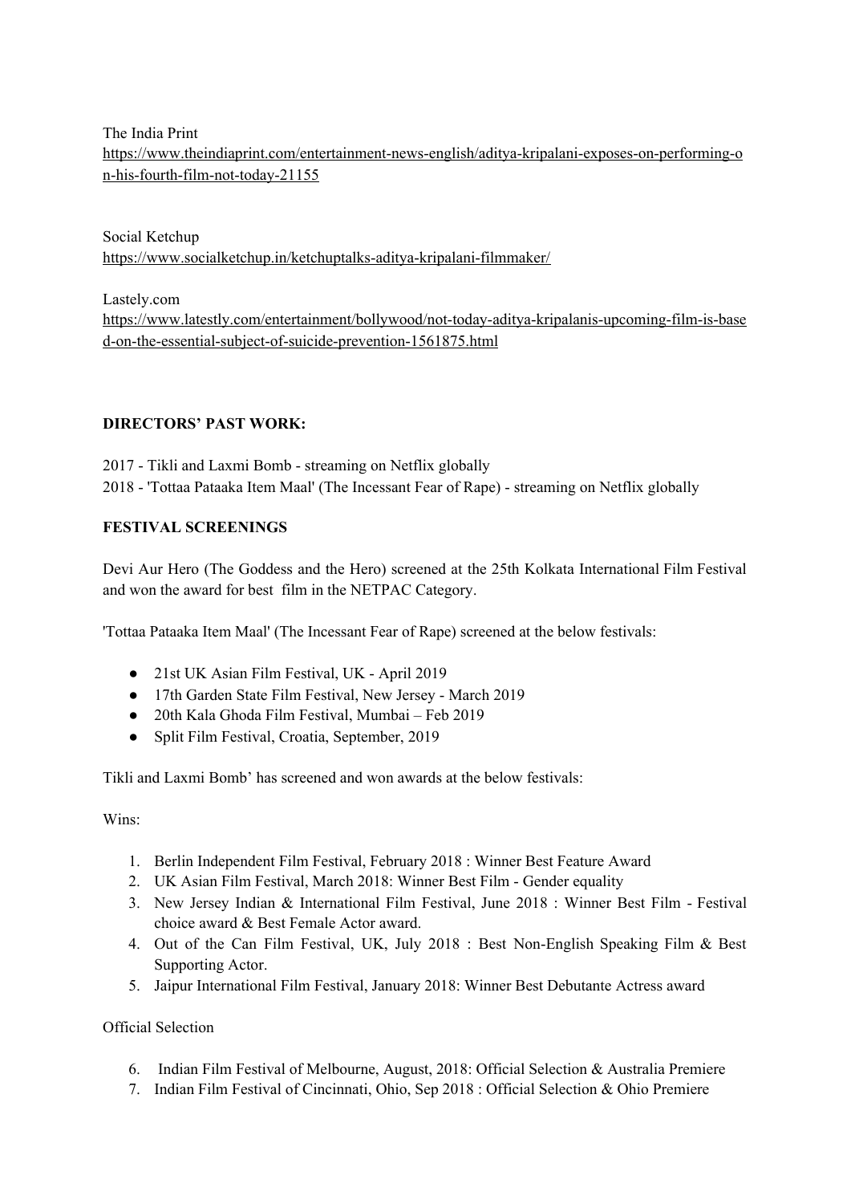The India Print
https://www.theindiaprint.com/entertainment-news-english/aditya-kripalani-exposes-on-performing-on-his-fourth-film-not-today-21155

Social Ketchup
https://www.socialketchup.in/ketchuptalks-aditya-kripalani-filmmaker/

Lastely.com
https://www.latestly.com/entertainment/bollywood/not-today-aditya-kripalanis-upcoming-film-is-based-on-the-essential-subject-of-suicide-prevention-1561875.html

**DIRECTORS' PAST WORK:**

2017 - Tikli and Laxmi Bomb - streaming on Netflix globally
2018 - 'Tottaa Pataaka Item Maal' (The Incessant Fear of Rape) - streaming on Netflix globally

**FESTIVAL SCREENINGS**

Devi Aur Hero (The Goddess and the Hero) screened at the 25th Kolkata International Film Festival and won the award for best film in the NETPAC Category.

'Tottaa Pataaka Item Maal' (The Incessant Fear of Rape) screened at the below festivals:

- 21st UK Asian Film Festival, UK - April 2019
- 17th Garden State Film Festival, New Jersey - March 2019
- 20th Kala Ghoda Film Festival, Mumbai – Feb 2019
- Split Film Festival, Croatia, September, 2019

Tikli and Laxmi Bomb' has screened and won awards at the below festivals:

Wins:

1. Berlin Independent Film Festival, February 2018 : Winner Best Feature Award
2. UK Asian Film Festival, March 2018: Winner Best Film - Gender equality
3. New Jersey Indian & International Film Festival, June 2018 : Winner Best Film - Festival choice award & Best Female Actor award.
4. Out of the Can Film Festival, UK, July 2018 : Best Non-English Speaking Film & Best Supporting Actor.
5. Jaipur International Film Festival, January 2018: Winner Best Debutante Actress award

Official Selection

6. Indian Film Festival of Melbourne, August, 2018: Official Selection & Australia Premiere
7. Indian Film Festival of Cincinnati, Ohio, Sep 2018 : Official Selection & Ohio Premiere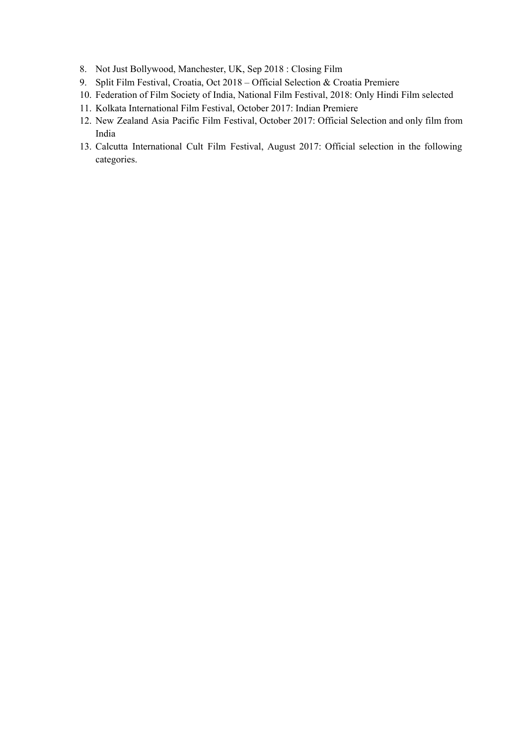8. Not Just Bollywood, Manchester, UK, Sep 2018 : Closing Film
9. Split Film Festival, Croatia, Oct 2018 – Official Selection & Croatia Premiere
10. Federation of Film Society of India, National Film Festival, 2018: Only Hindi Film selected
11. Kolkata International Film Festival, October 2017: Indian Premiere
12. New Zealand Asia Pacific Film Festival, October 2017: Official Selection and only film from India
13. Calcutta International Cult Film Festival, August 2017: Official selection in the following categories.